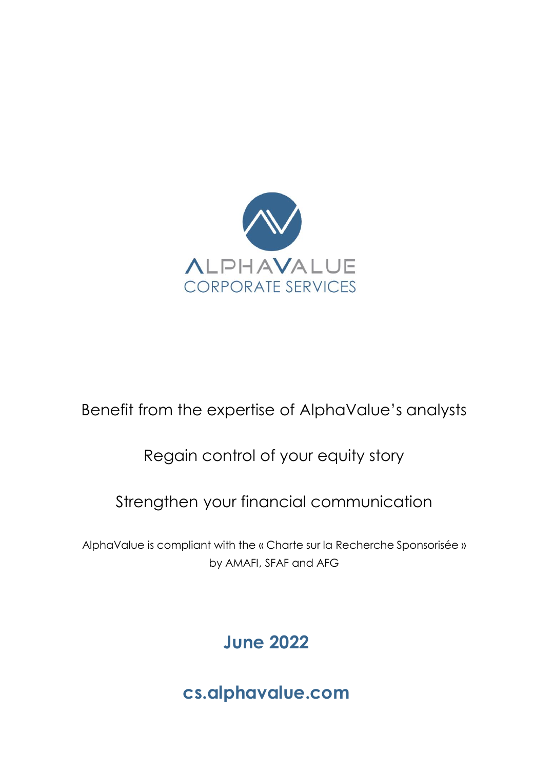ALPHAVALUE
CORPORATE SERVICES

Benefit from the expertise of AlphaValue's analysts

Regain control of your equity story

Strengthen your financial communication

AlphaValue is compliant with the « Charte sur la Recherche Sponsorisée » by AMAFI, SFAF and AFG

**June 2022**

**cs.alphavalue.com**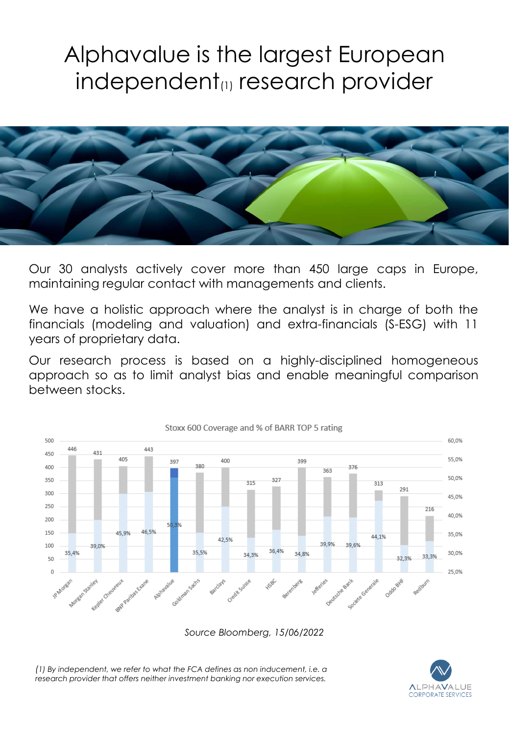# Alphavalue is the largest European independent[1] research provider

Our 30 analysts actively cover more than 450 large caps in Europe, maintaining regular contact with managements and clients.

We have a holistic approach where the analyst is in charge of both the financials (modeling and valuation) and extra-financials (S-ESG) with 11 years of proprietary data.

Our research process is based on a highly-disciplined homogeneous approach so as to limit analyst bias and enable meaningful comparison between stocks.

**Stoxx 600 Coverage and % of BARR TOP 5 rating**

| Provider | Stoxx 600 Coverage | % of BARR TOP 5 rating |
|---|---|---|
| JPMorgan | 446 | 35,4% |
| Morgan Stanley | 431 | 39,0% |
| Kepler Cheuvreux | 405 | 45,9% |
| BNP Paribas Exane | 443 | 46,5% |
| Alphavalue | 397 | 50,3% |
| Goldman Sachs | 380 | 35,5% |
| Barclays | 400 | 42,5% |
| Credit Suisse | 315 | 34,3% |
| HSBC | 327 | 36,4% |
| Berenberg | 399 | 34,8% |
| Jefferies | 363 | 39,9% |
| Deutsche Bank | 376 | 39,6% |
| Societe Generale | 313 | 44,1% |
| Oddo BHF | 291 | 32,3% |
| Redburn | 216 | 33,3% |

*Source Bloomberg, 15/06/2022*

*(1) By independent, we refer to what the FCA defines as non inducement, i.e. a research provider that offers neither investment banking nor execution services.*

ALPHAVALUE CORPORATE SERVICES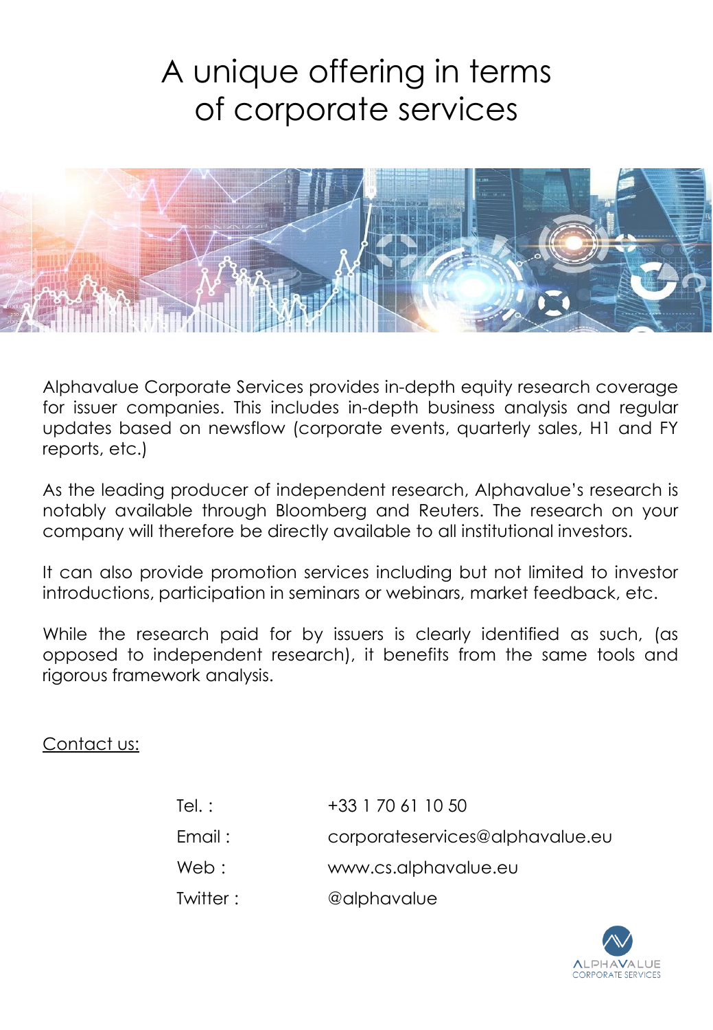# A unique offering in terms of corporate services

Alphavalue Corporate Services provides in-depth equity research coverage for issuer companies. This includes in-depth business analysis and regular updates based on newsflow (corporate events, quarterly sales, H1 and FY reports, etc.)

As the leading producer of independent research, Alphavalue's research is notably available through Bloomberg and Reuters. The research on your company will therefore be directly available to all institutional investors.

It can also provide promotion services including but not limited to investor introductions, participation in seminars or webinars, market feedback, etc.

While the research paid for by issuers is clearly identified as such, (as opposed to independent research), it benefits from the same tools and rigorous framework analysis.

Contact us:

| | |
|---|---|
| Tel. : | +33 1 70 61 10 50 |
| Email : | corporateservices@alphavalue.eu |
| Web : | www.cs.alphavalue.eu |
| Twitter : | @alphavalue |

ALPHAVALUE CORPORATE SERVICES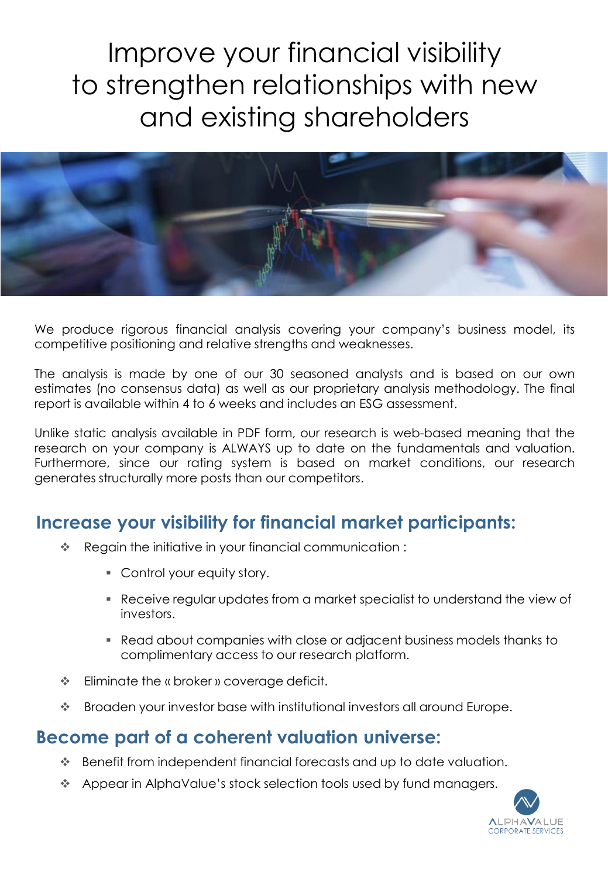# Improve your financial visibility to strengthen relationships with new and existing shareholders

We produce rigorous financial analysis covering your company's business model, its competitive positioning and relative strengths and weaknesses.

The analysis is made by one of our 30 seasoned analysts and is based on our own estimates (no consensus data) as well as our proprietary analysis methodology. The final report is available within 4 to 6 weeks and includes an ESG assessment.

Unlike static analysis available in PDF form, our research is web-based meaning that the research on your company is ALWAYS up to date on the fundamentals and valuation. Furthermore, since our rating system is based on market conditions, our research generates structurally more posts than our competitors.

## Increase your visibility for financial market participants:

- Regain the initiative in your financial communication :
  - Control your equity story.
  - Receive regular updates from a market specialist to understand the view of investors.
  - Read about companies with close or adjacent business models thanks to complimentary access to our research platform.
- Eliminate the « broker » coverage deficit.
- Broaden your investor base with institutional investors all around Europe.

## Become part of a coherent valuation universe:

- Benefit from independent financial forecasts and up to date valuation.
- Appear in AlphaValue's stock selection tools used by fund managers.

ALPHAVALUE CORPORATE SERVICES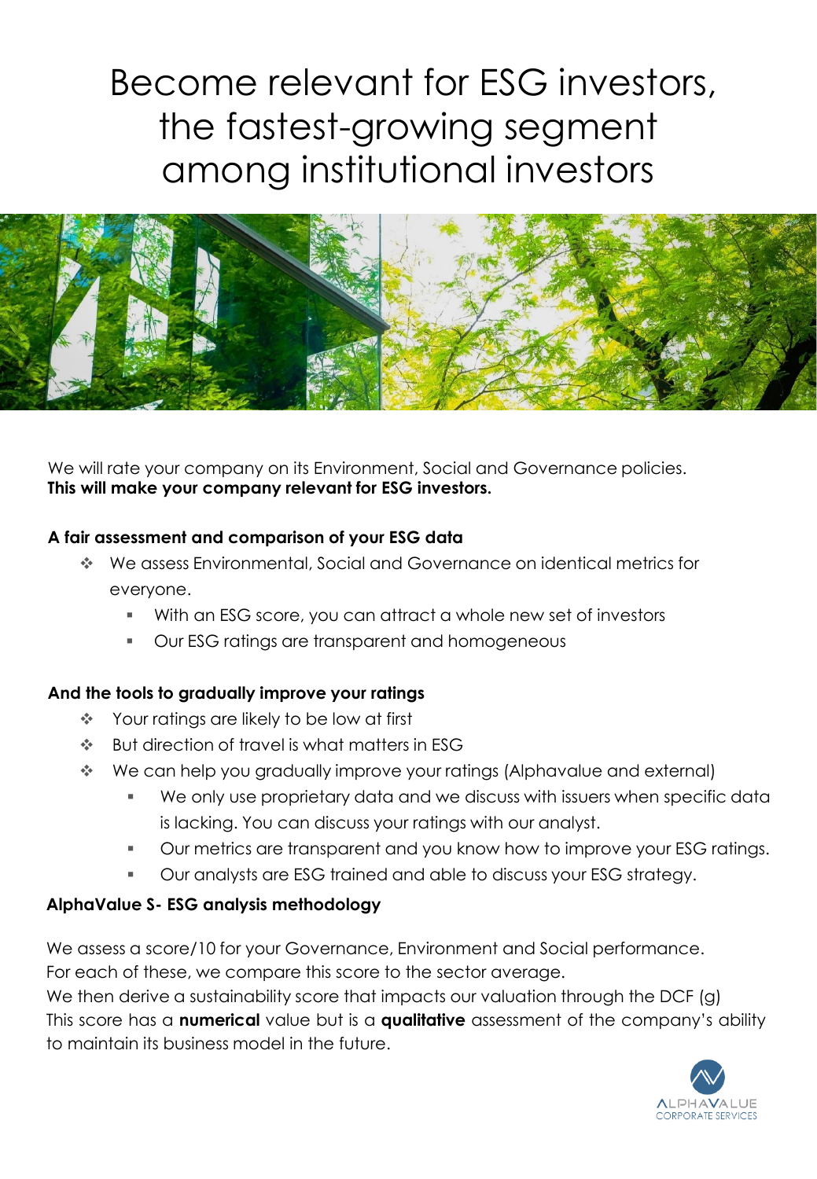# Become relevant for ESG investors, the fastest-growing segment among institutional investors

We will rate your company on its Environment, Social and Governance policies.
**This will make your company relevant for ESG investors.**

**A fair assessment and comparison of your ESG data**

- We assess Environmental, Social and Governance on identical metrics for everyone.
  - With an ESG score, you can attract a whole new set of investors
  - Our ESG ratings are transparent and homogeneous

**And the tools to gradually improve your ratings**

- Your ratings are likely to be low at first
- But direction of travel is what matters in ESG
- We can help you gradually improve your ratings (Alphavalue and external)
  - We only use proprietary data and we discuss with issuers when specific data is lacking. You can discuss your ratings with our analyst.
  - Our metrics are transparent and you know how to improve your ESG ratings.
  - Our analysts are ESG trained and able to discuss your ESG strategy.

**AlphaValue S- ESG analysis methodology**

We assess a score/10 for your Governance, Environment and Social performance.
For each of these, we compare this score to the sector average.
We then derive a sustainability score that impacts our valuation through the DCF (g)
This score has a **numerical** value but is a **qualitative** assessment of the company's ability to maintain its business model in the future.

ALPHAVALUE CORPORATE SERVICES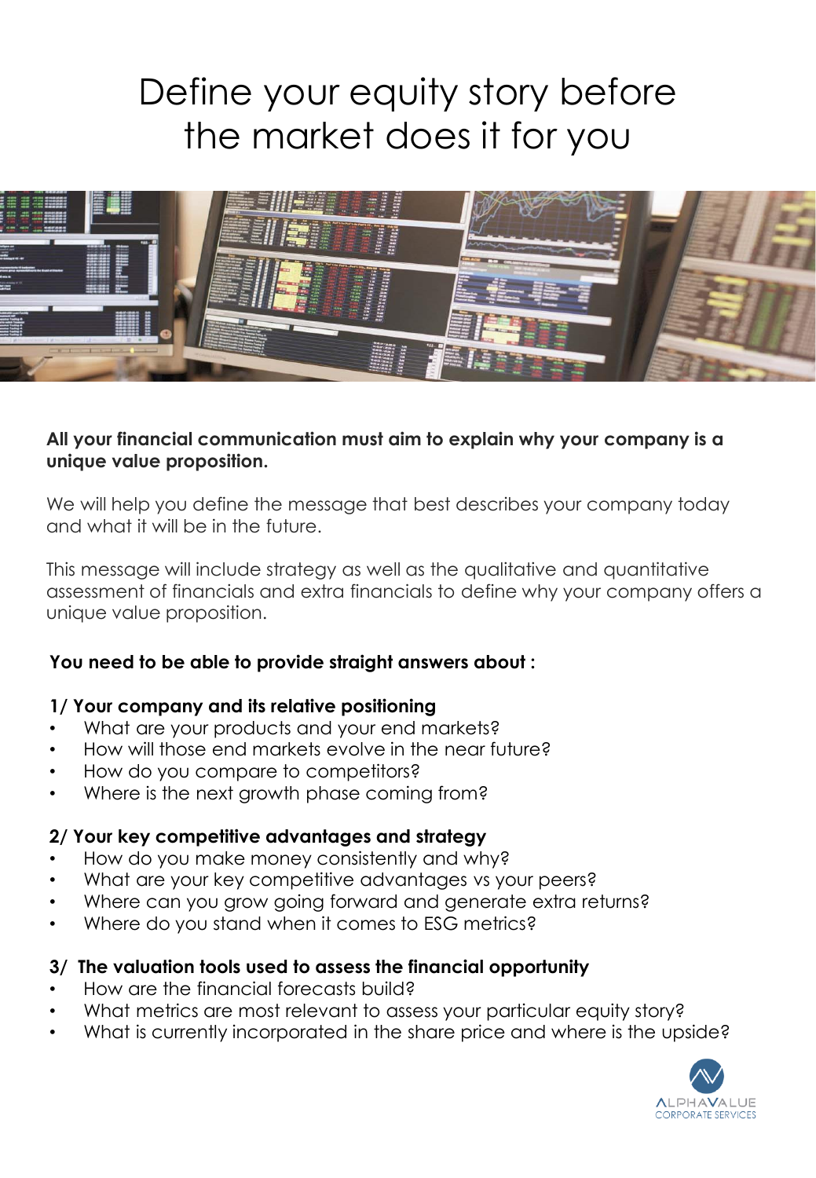# Define your equity story before the market does it for you

**All your financial communication must aim to explain why your company is a unique value proposition.**

We will help you define the message that best describes your company today and what it will be in the future.

This message will include strategy as well as the qualitative and quantitative assessment of financials and extra financials to define why your company offers a unique value proposition.

**You need to be able to provide straight answers about :**

**1/ Your company and its relative positioning**

- What are your products and your end markets?
- How will those end markets evolve in the near future?
- How do you compare to competitors?
- Where is the next growth phase coming from?

**2/ Your key competitive advantages and strategy**

- How do you make money consistently and why?
- What are your key competitive advantages vs your peers?
- Where can you grow going forward and generate extra returns?
- Where do you stand when it comes to ESG metrics?

**3/ The valuation tools used to assess the financial opportunity**

- How are the financial forecasts build?
- What metrics are most relevant to assess your particular equity story?
- What is currently incorporated in the share price and where is the upside?

ALPHAVALUE CORPORATE SERVICES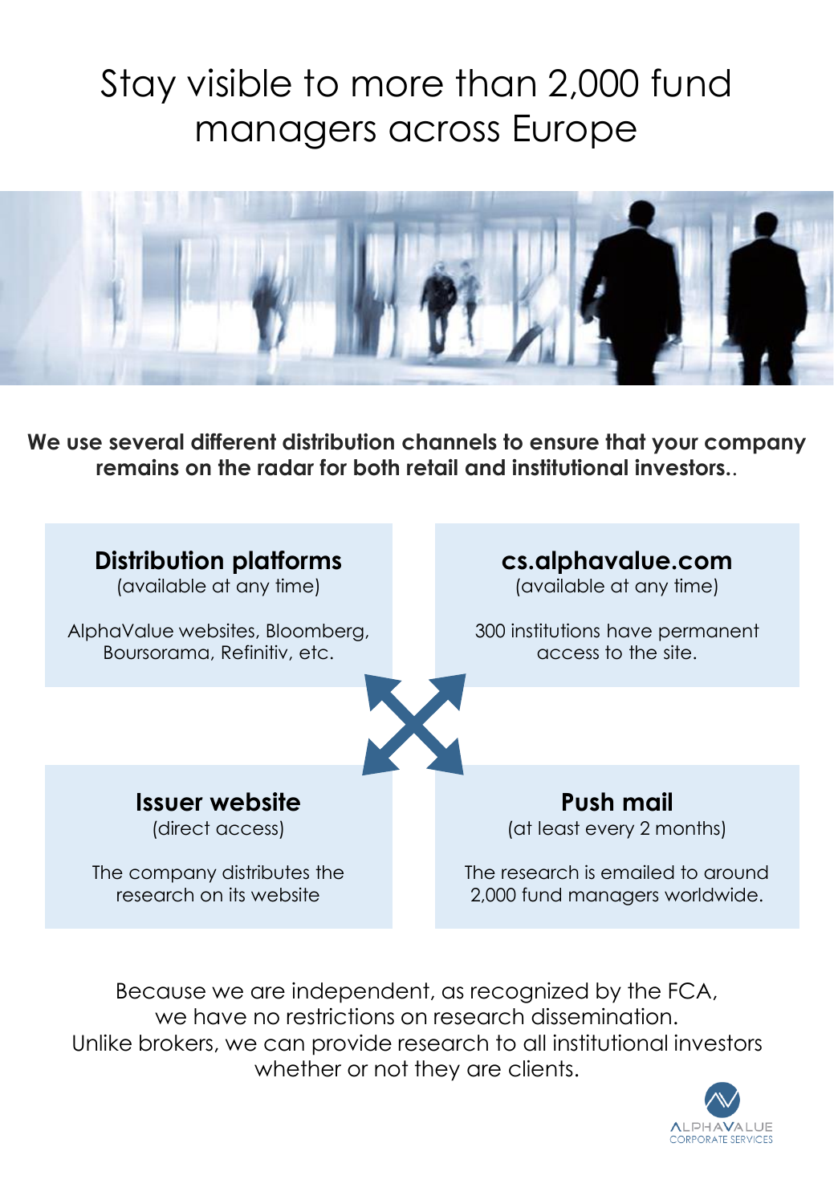# Stay visible to more than 2,000 fund managers across Europe

**We use several different distribution channels to ensure that your company remains on the radar for both retail and institutional investors.**.

### Distribution platforms

(available at any time)

AlphaValue websites, Bloomberg, Boursorama, Refinitiv, etc.

### cs.alphavalue.com

(available at any time)

300 institutions have permanent access to the site.

### Issuer website

(direct access)

The company distributes the research on its website

### Push mail

(at least every 2 months)

The research is emailed to around 2,000 fund managers worldwide.

Because we are independent, as recognized by the FCA, we have no restrictions on research dissemination. Unlike brokers, we can provide research to all institutional investors whether or not they are clients.

ALPHAVALUE CORPORATE SERVICES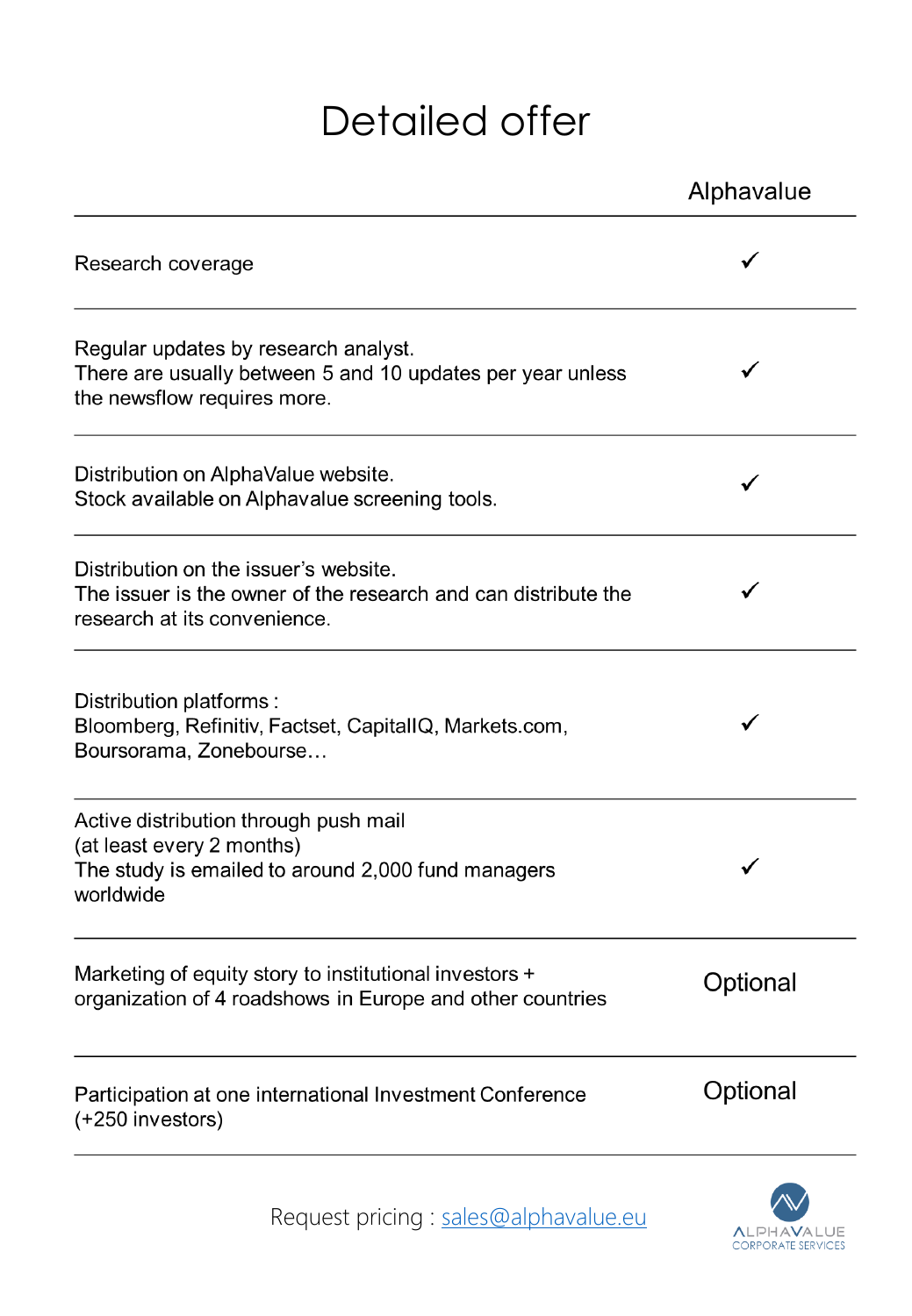# Detailed offer

| | Alphavalue |
|---|---|
| Research coverage | ✓ |
| Regular updates by research analyst. There are usually between 5 and 10 updates per year unless the newsflow requires more. | ✓ |
| Distribution on AlphaValue website. Stock available on Alphavalue screening tools. | ✓ |
| Distribution on the issuer's website. The issuer is the owner of the research and can distribute the research at its convenience. | ✓ |
| Distribution platforms : Bloomberg, Refinitiv, Factset, CapitalIQ, Markets.com, Boursorama, Zonebourse… | ✓ |
| Active distribution through push mail (at least every 2 months) The study is emailed to around 2,000 fund managers worldwide | ✓ |
| Marketing of equity story to institutional investors + organization of 4 roadshows in Europe and other countries | Optional |
| Participation at one international Investment Conference (+250 investors) | Optional |

Request pricing : sales@alphavalue.eu

ALPHAVALUE CORPORATE SERVICES